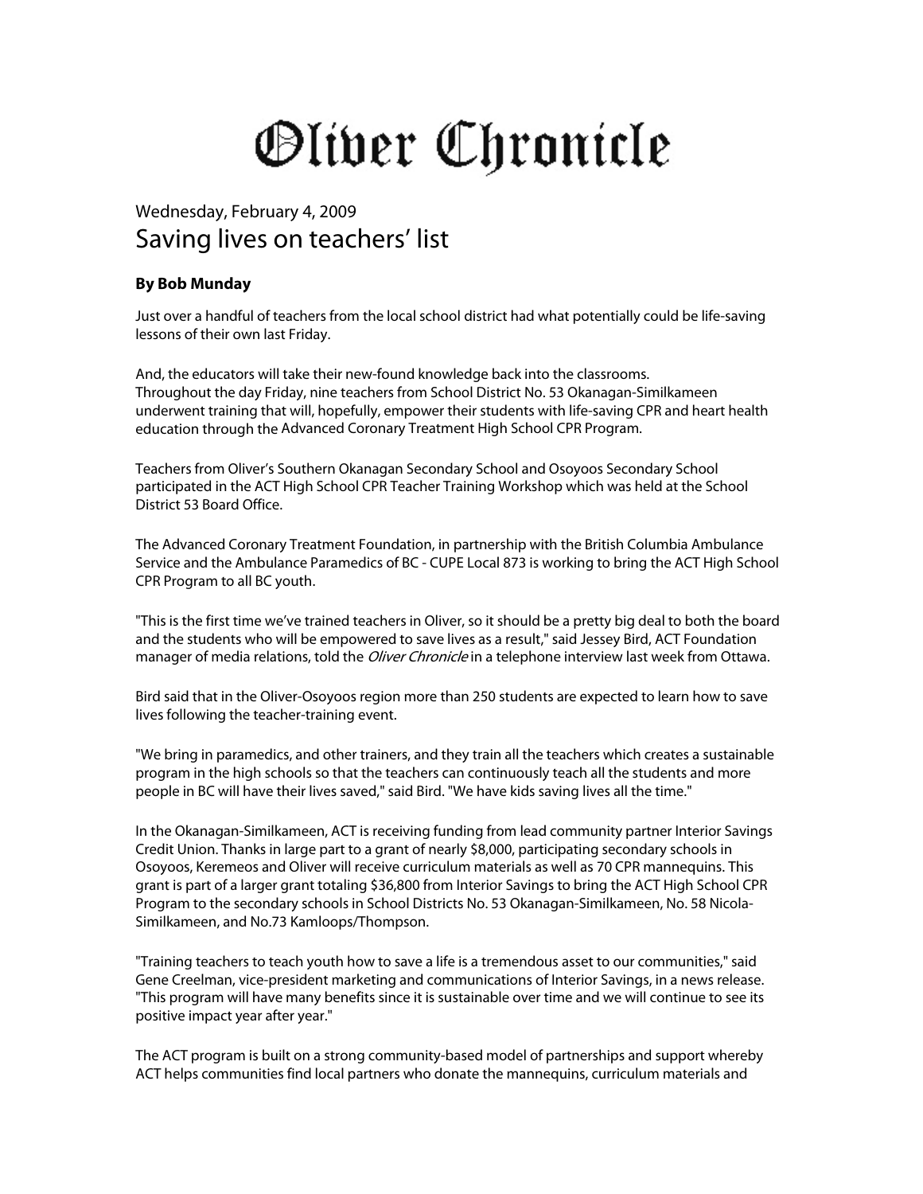# Oliver Chronicle

Wednesday, February 4, 2009

## Saving lives on teachers' list

**By Bob Munday**

Just over a handful of teachers from the local school district had what potentially could be life-saving lessons of their own last Friday.

And, the educators will take their new-found knowledge back into the classrooms.
Throughout the day Friday, nine teachers from School District No. 53 Okanagan-Similkameen underwent training that will, hopefully, empower their students with life-saving CPR and heart health education through the Advanced Coronary Treatment High School CPR Program.

Teachers from Oliver's Southern Okanagan Secondary School and Osoyoos Secondary School participated in the ACT High School CPR Teacher Training Workshop which was held at the School District 53 Board Office.

The Advanced Coronary Treatment Foundation, in partnership with the British Columbia Ambulance Service and the Ambulance Paramedics of BC - CUPE Local 873 is working to bring the ACT High School CPR Program to all BC youth.

"This is the first time we've trained teachers in Oliver, so it should be a pretty big deal to both the board and the students who will be empowered to save lives as a result," said Jessey Bird, ACT Foundation manager of media relations, told the *Oliver Chronicle* in a telephone interview last week from Ottawa.

Bird said that in the Oliver-Osoyoos region more than 250 students are expected to learn how to save lives following the teacher-training event.

"We bring in paramedics, and other trainers, and they train all the teachers which creates a sustainable program in the high schools so that the teachers can continuously teach all the students and more people in BC will have their lives saved," said Bird. "We have kids saving lives all the time."

In the Okanagan-Similkameen, ACT is receiving funding from lead community partner Interior Savings Credit Union. Thanks in large part to a grant of nearly $8,000, participating secondary schools in Osoyoos, Keremeos and Oliver will receive curriculum materials as well as 70 CPR mannequins. This grant is part of a larger grant totaling $36,800 from Interior Savings to bring the ACT High School CPR Program to the secondary schools in School Districts No. 53 Okanagan-Similkameen, No. 58 Nicola-Similkameen, and No.73 Kamloops/Thompson.

"Training teachers to teach youth how to save a life is a tremendous asset to our communities," said Gene Creelman, vice-president marketing and communications of Interior Savings, in a news release. "This program will have many benefits since it is sustainable over time and we will continue to see its positive impact year after year."

The ACT program is built on a strong community-based model of partnerships and support whereby ACT helps communities find local partners who donate the mannequins, curriculum materials and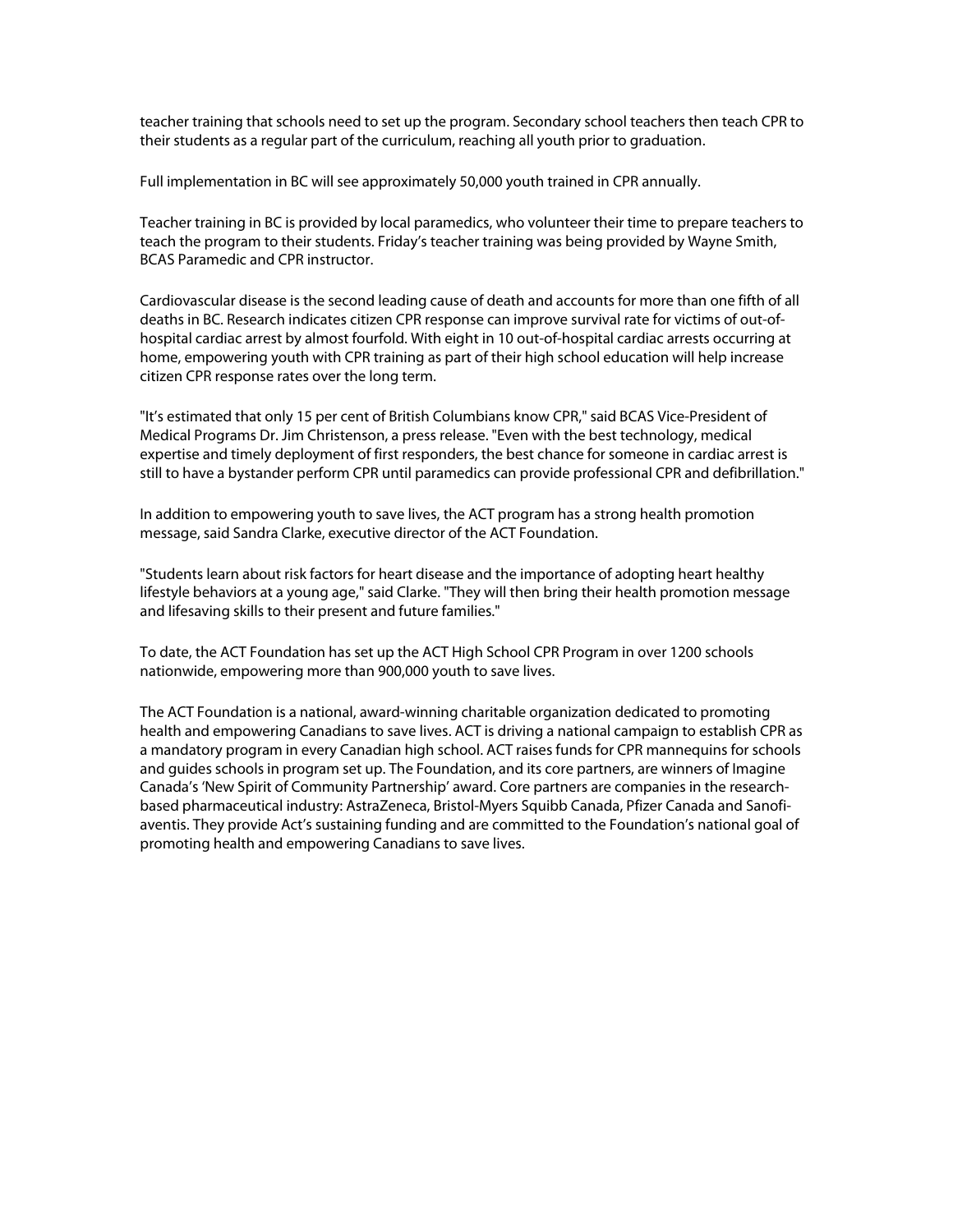teacher training that schools need to set up the program. Secondary school teachers then teach CPR to their students as a regular part of the curriculum, reaching all youth prior to graduation.

Full implementation in BC will see approximately 50,000 youth trained in CPR annually.

Teacher training in BC is provided by local paramedics, who volunteer their time to prepare teachers to teach the program to their students. Friday's teacher training was being provided by Wayne Smith, BCAS Paramedic and CPR instructor.

Cardiovascular disease is the second leading cause of death and accounts for more than one fifth of all deaths in BC. Research indicates citizen CPR response can improve survival rate for victims of out-of-hospital cardiac arrest by almost fourfold. With eight in 10 out-of-hospital cardiac arrests occurring at home, empowering youth with CPR training as part of their high school education will help increase citizen CPR response rates over the long term.

"It's estimated that only 15 per cent of British Columbians know CPR," said BCAS Vice-President of Medical Programs Dr. Jim Christenson, a press release. "Even with the best technology, medical expertise and timely deployment of first responders, the best chance for someone in cardiac arrest is still to have a bystander perform CPR until paramedics can provide professional CPR and defibrillation."

In addition to empowering youth to save lives, the ACT program has a strong health promotion message, said Sandra Clarke, executive director of the ACT Foundation.

"Students learn about risk factors for heart disease and the importance of adopting heart healthy lifestyle behaviors at a young age," said Clarke. "They will then bring their health promotion message and lifesaving skills to their present and future families."

To date, the ACT Foundation has set up the ACT High School CPR Program in over 1200 schools nationwide, empowering more than 900,000 youth to save lives.

The ACT Foundation is a national, award-winning charitable organization dedicated to promoting health and empowering Canadians to save lives. ACT is driving a national campaign to establish CPR as a mandatory program in every Canadian high school. ACT raises funds for CPR mannequins for schools and guides schools in program set up. The Foundation, and its core partners, are winners of Imagine Canada's 'New Spirit of Community Partnership' award. Core partners are companies in the research-based pharmaceutical industry: AstraZeneca, Bristol-Myers Squibb Canada, Pfizer Canada and Sanofi-aventis. They provide Act's sustaining funding and are committed to the Foundation's national goal of promoting health and empowering Canadians to save lives.